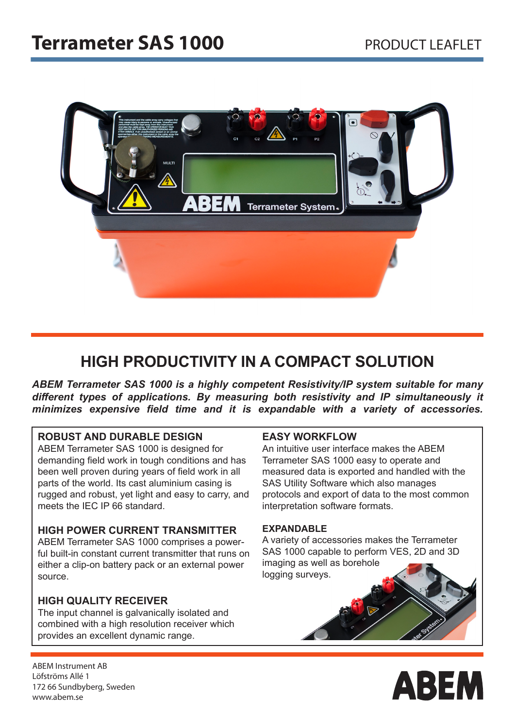# Terrameter SAS 1000

PRODUCT LEAFLET

## HIGH PRODUCTIVITY IN A COMPACT SOLUTION

***ABEM Terrameter SAS 1000 is a highly competent Resistivity/IP system suitable for many different types of applications. By measuring both resistivity and IP simultaneously it minimizes expensive field time and it is expandable with a variety of accessories.***

### ROBUST AND DURABLE DESIGN

ABEM Terrameter SAS 1000 is designed for demanding field work in tough conditions and has been well proven during years of field work in all parts of the world. Its cast aluminium casing is rugged and robust, yet light and easy to carry, and meets the IEC IP 66 standard.

### HIGH POWER CURRENT TRANSMITTER

ABEM Terrameter SAS 1000 comprises a powerful built-in constant current transmitter that runs on either a clip-on battery pack or an external power source.

### HIGH QUALITY RECEIVER

The input channel is galvanically isolated and combined with a high resolution receiver which provides an excellent dynamic range.

### EASY WORKFLOW

An intuitive user interface makes the ABEM Terrameter SAS 1000 easy to operate and measured data is exported and handled with the SAS Utility Software which also manages protocols and export of data to the most common interpretation software formats.

### EXPANDABLE

A variety of accessories makes the Terrameter SAS 1000 capable to perform VES, 2D and 3D imaging as well as borehole logging surveys.

ABEM Instrument AB
Löfströms Allé 1
172 66 Sundbyberg, Sweden
www.abem.se

ABEM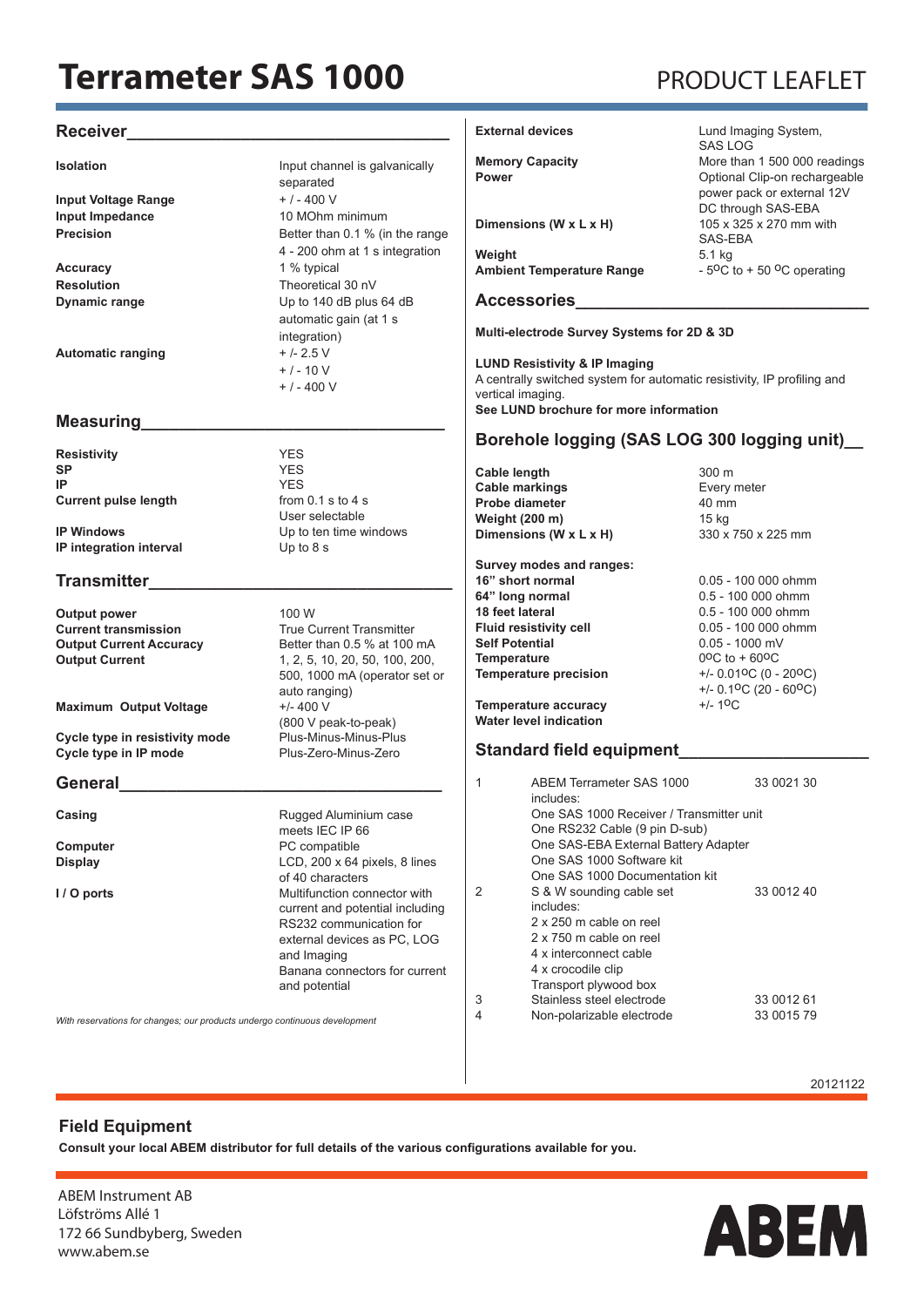# Terrameter SAS 1000

PRODUCT LEAFLET

## Receiver

| | |
|---|---|
| **Isolation** | Input channel is galvanically separated |
| **Input Voltage Range** | + / - 400 V |
| **Input Impedance** | 10 MOhm minimum |
| **Precision** | Better than 0.1 % (in the range 4 - 200 ohm at 1 s integration |
| **Accuracy** | 1 % typical |
| **Resolution** | Theoretical 30 nV |
| **Dynamic range** | Up to 140 dB plus 64 dB automatic gain (at 1 s integration) |
| **Automatic ranging** | + /- 2.5 V<br>+ / - 10 V<br>+ / - 400 V |

## Measuring

| | |
|---|---|
| **Resistivity** | YES |
| **SP** | YES |
| **IP** | YES |
| **Current pulse length** | from 0.1 s to 4 s<br>User selectable |
| **IP Windows** | Up to ten time windows |
| **IP integration interval** | Up to 8 s |

## Transmitter

| | |
|---|---|
| **Output power** | 100 W |
| **Current transmission** | True Current Transmitter |
| **Output Current Accuracy** | Better than 0.5 % at 100 mA |
| **Output Current** | 1, 2, 5, 10, 20, 50, 100, 200, 500, 1000 mA (operator set or auto ranging) |
| **Maximum Output Voltage** | +/- 400 V<br>(800 V peak-to-peak) |
| **Cycle type in resistivity mode** | Plus-Minus-Minus-Plus |
| **Cycle type in IP mode** | Plus-Zero-Minus-Zero |

## General

| | |
|---|---|
| **Casing** | Rugged Aluminium case meets IEC IP 66 |
| **Computer** | PC compatible |
| **Display** | LCD, 200 x 64 pixels, 8 lines of 40 characters |
| **I / O ports** | Multifunction connector with current and potential including RS232 communication for external devices as PC, LOG and Imaging<br>Banana connectors for current and potential |

*With reservations for changes; our products undergo continuous development*

| | |
|---|---|
| **External devices** | Lund Imaging System, SAS LOG |
| **Memory Capacity** | More than 1 500 000 readings |
| **Power** | Optional Clip-on rechargeable power pack or external 12V DC through SAS-EBA |
| **Dimensions (W x L x H)** | 105 x 325 x 270 mm with SAS-EBA |
| **Weight** | 5.1 kg |
| **Ambient Temperature Range** | - 5°C to + 50 °C operating |

## Accessories

**Multi-electrode Survey Systems for 2D & 3D**

**LUND Resistivity & IP Imaging**
A centrally switched system for automatic resistivity, IP profiling and vertical imaging.
**See LUND brochure for more information**

## Borehole logging (SAS LOG 300 logging unit)

| | |
|---|---|
| **Cable length** | 300 m |
| **Cable markings** | Every meter |
| **Probe diameter** | 40 mm |
| **Weight (200 m)** | 15 kg |
| **Dimensions (W x L x H)** | 330 x 750 x 225 mm |

**Survey modes and ranges:**

| | |
|---|---|
| **16" short normal** | 0.05 - 100 000 ohmm |
| **64" long normal** | 0.5 - 100 000 ohmm |
| **18 feet lateral** | 0.5 - 100 000 ohmm |
| **Fluid resistivity cell** | 0.05 - 100 000 ohmm |
| **Self Potential** | 0.05 - 1000 mV |
| **Temperature** | 0°C to + 60°C |
| **Temperature precision** | +/- 0.01°C (0 - 20°C)<br>+/- 0.1°C (20 - 60°C) |
| **Temperature accuracy** | +/- 1°C |
| **Water level indication** | |

## Standard field equipment

| | | |
|---|---|---|
| 1 | ABEM Terrameter SAS 1000 includes:<br>One SAS 1000 Receiver / Transmitter unit<br>One RS232 Cable (9 pin D-sub)<br>One SAS-EBA External Battery Adapter<br>One SAS 1000 Software kit<br>One SAS 1000 Documentation kit | 33 0021 30 |
| 2 | S & W sounding cable set includes:<br>2 x 250 m cable on reel<br>2 x 750 m cable on reel<br>4 x interconnect cable<br>4 x crocodile clip<br>Transport plywood box | 33 0012 40 |
| 3 | Stainless steel electrode | 33 0012 61 |
| 4 | Non-polarizable electrode | 33 0015 79 |

20121122

## Field Equipment

**Consult your local ABEM distributor for full details of the various configurations available for you.**

ABEM Instrument AB
Löfströms Allé 1
172 66 Sundbyberg, Sweden
www.abem.se

ABEM